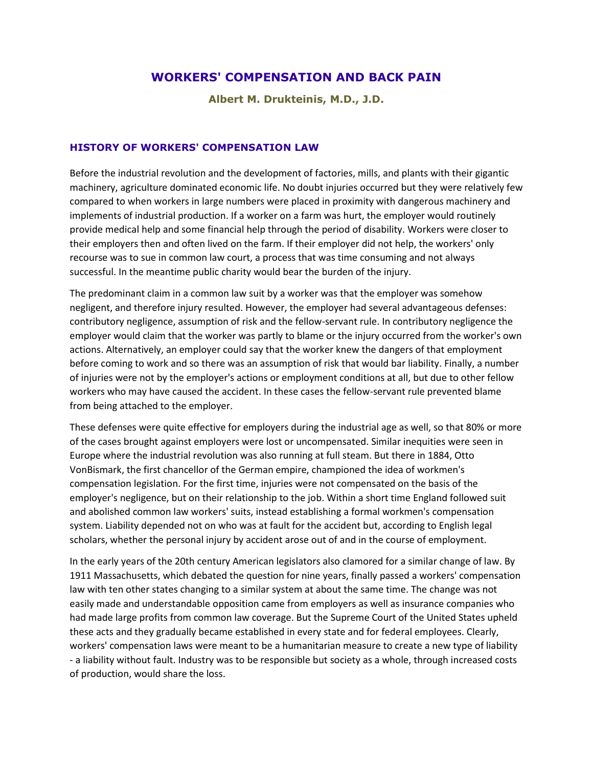# WORKERS' COMPENSATION AND BACK PAIN

**Albert M. Drukteinis, M.D., J.D.**

## HISTORY OF WORKERS' COMPENSATION LAW

Before the industrial revolution and the development of factories, mills, and plants with their gigantic machinery, agriculture dominated economic life. No doubt injuries occurred but they were relatively few compared to when workers in large numbers were placed in proximity with dangerous machinery and implements of industrial production. If a worker on a farm was hurt, the employer would routinely provide medical help and some financial help through the period of disability. Workers were closer to their employers then and often lived on the farm. If their employer did not help, the workers' only recourse was to sue in common law court, a process that was time consuming and not always successful. In the meantime public charity would bear the burden of the injury.

The predominant claim in a common law suit by a worker was that the employer was somehow negligent, and therefore injury resulted. However, the employer had several advantageous defenses: contributory negligence, assumption of risk and the fellow-servant rule. In contributory negligence the employer would claim that the worker was partly to blame or the injury occurred from the worker's own actions. Alternatively, an employer could say that the worker knew the dangers of that employment before coming to work and so there was an assumption of risk that would bar liability. Finally, a number of injuries were not by the employer's actions or employment conditions at all, but due to other fellow workers who may have caused the accident. In these cases the fellow-servant rule prevented blame from being attached to the employer.

These defenses were quite effective for employers during the industrial age as well, so that 80% or more of the cases brought against employers were lost or uncompensated. Similar inequities were seen in Europe where the industrial revolution was also running at full steam. But there in 1884, Otto VonBismark, the first chancellor of the German empire, championed the idea of workmen's compensation legislation. For the first time, injuries were not compensated on the basis of the employer's negligence, but on their relationship to the job. Within a short time England followed suit and abolished common law workers' suits, instead establishing a formal workmen's compensation system. Liability depended not on who was at fault for the accident but, according to English legal scholars, whether the personal injury by accident arose out of and in the course of employment.

In the early years of the 20th century American legislators also clamored for a similar change of law. By 1911 Massachusetts, which debated the question for nine years, finally passed a workers' compensation law with ten other states changing to a similar system at about the same time. The change was not easily made and understandable opposition came from employers as well as insurance companies who had made large profits from common law coverage. But the Supreme Court of the United States upheld these acts and they gradually became established in every state and for federal employees. Clearly, workers' compensation laws were meant to be a humanitarian measure to create a new type of liability - a liability without fault. Industry was to be responsible but society as a whole, through increased costs of production, would share the loss.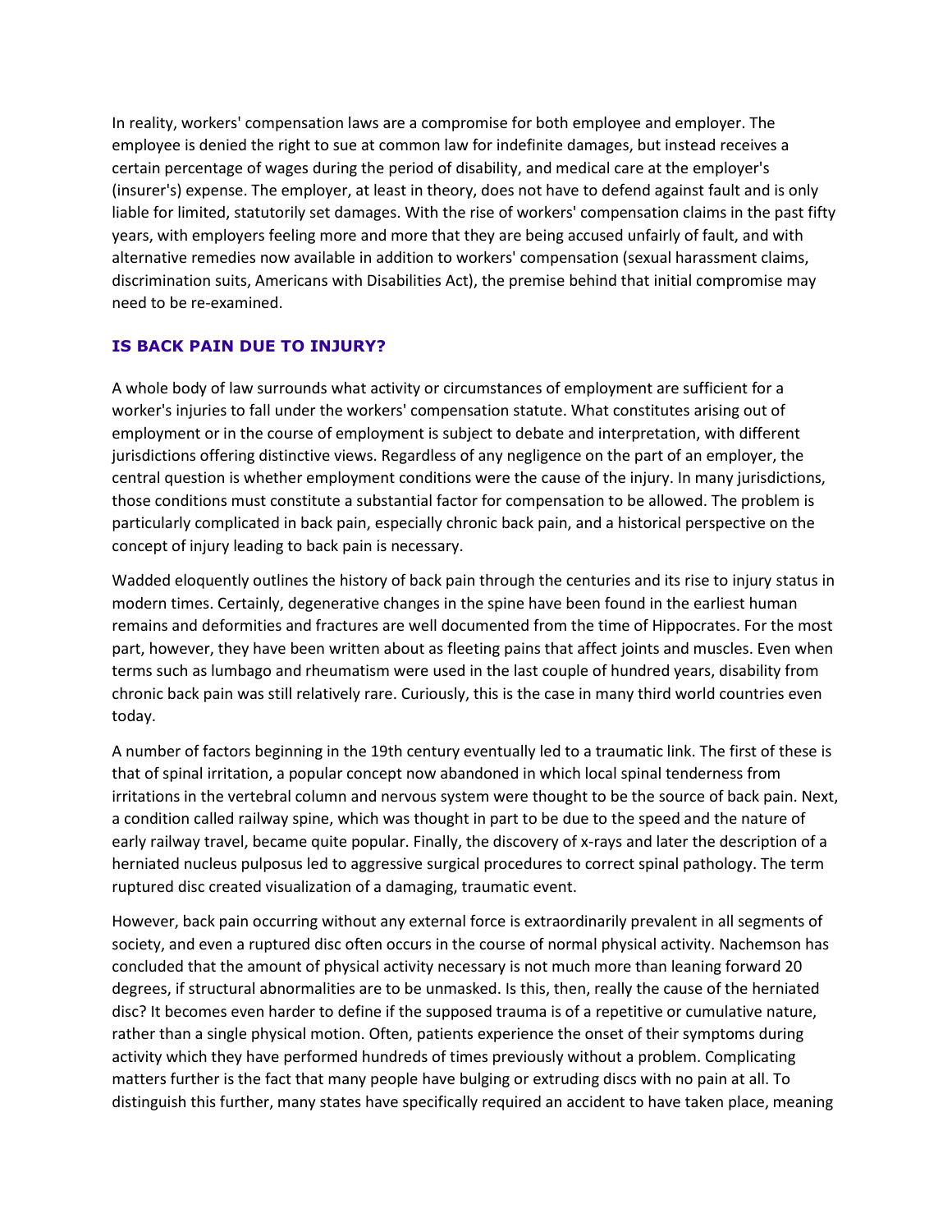In reality, workers' compensation laws are a compromise for both employee and employer. The employee is denied the right to sue at common law for indefinite damages, but instead receives a certain percentage of wages during the period of disability, and medical care at the employer's (insurer's) expense. The employer, at least in theory, does not have to defend against fault and is only liable for limited, statutorily set damages. With the rise of workers' compensation claims in the past fifty years, with employers feeling more and more that they are being accused unfairly of fault, and with alternative remedies now available in addition to workers' compensation (sexual harassment claims, discrimination suits, Americans with Disabilities Act), the premise behind that initial compromise may need to be re-examined.

## IS BACK PAIN DUE TO INJURY?

A whole body of law surrounds what activity or circumstances of employment are sufficient for a worker's injuries to fall under the workers' compensation statute. What constitutes arising out of employment or in the course of employment is subject to debate and interpretation, with different jurisdictions offering distinctive views. Regardless of any negligence on the part of an employer, the central question is whether employment conditions were the cause of the injury. In many jurisdictions, those conditions must constitute a substantial factor for compensation to be allowed. The problem is particularly complicated in back pain, especially chronic back pain, and a historical perspective on the concept of injury leading to back pain is necessary.

Wadded eloquently outlines the history of back pain through the centuries and its rise to injury status in modern times. Certainly, degenerative changes in the spine have been found in the earliest human remains and deformities and fractures are well documented from the time of Hippocrates. For the most part, however, they have been written about as fleeting pains that affect joints and muscles. Even when terms such as lumbago and rheumatism were used in the last couple of hundred years, disability from chronic back pain was still relatively rare. Curiously, this is the case in many third world countries even today.

A number of factors beginning in the 19th century eventually led to a traumatic link. The first of these is that of spinal irritation, a popular concept now abandoned in which local spinal tenderness from irritations in the vertebral column and nervous system were thought to be the source of back pain. Next, a condition called railway spine, which was thought in part to be due to the speed and the nature of early railway travel, became quite popular. Finally, the discovery of x-rays and later the description of a herniated nucleus pulposus led to aggressive surgical procedures to correct spinal pathology. The term ruptured disc created visualization of a damaging, traumatic event.

However, back pain occurring without any external force is extraordinarily prevalent in all segments of society, and even a ruptured disc often occurs in the course of normal physical activity. Nachemson has concluded that the amount of physical activity necessary is not much more than leaning forward 20 degrees, if structural abnormalities are to be unmasked. Is this, then, really the cause of the herniated disc? It becomes even harder to define if the supposed trauma is of a repetitive or cumulative nature, rather than a single physical motion. Often, patients experience the onset of their symptoms during activity which they have performed hundreds of times previously without a problem. Complicating matters further is the fact that many people have bulging or extruding discs with no pain at all. To distinguish this further, many states have specifically required an accident to have taken place, meaning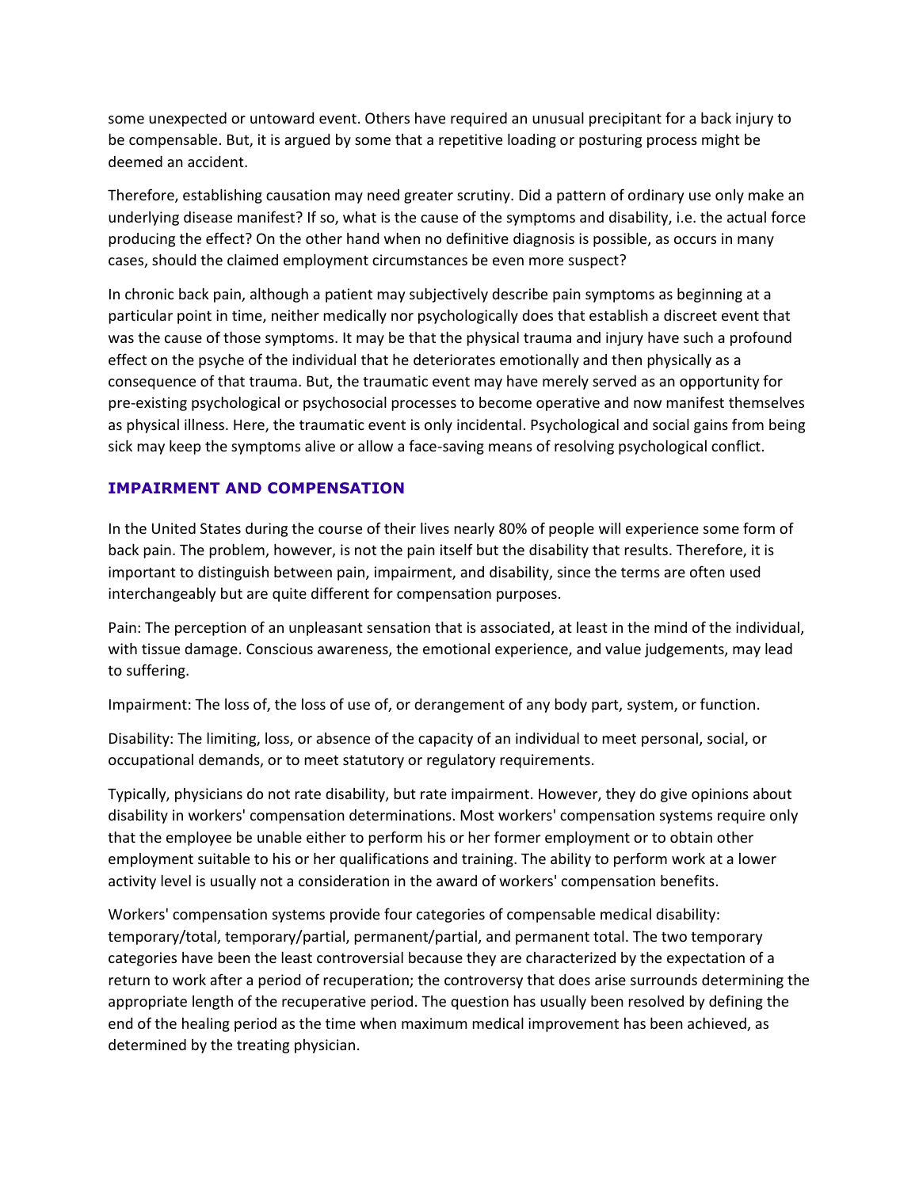some unexpected or untoward event. Others have required an unusual precipitant for a back injury to be compensable. But, it is argued by some that a repetitive loading or posturing process might be deemed an accident.

Therefore, establishing causation may need greater scrutiny. Did a pattern of ordinary use only make an underlying disease manifest? If so, what is the cause of the symptoms and disability, i.e. the actual force producing the effect? On the other hand when no definitive diagnosis is possible, as occurs in many cases, should the claimed employment circumstances be even more suspect?

In chronic back pain, although a patient may subjectively describe pain symptoms as beginning at a particular point in time, neither medically nor psychologically does that establish a discreet event that was the cause of those symptoms. It may be that the physical trauma and injury have such a profound effect on the psyche of the individual that he deteriorates emotionally and then physically as a consequence of that trauma. But, the traumatic event may have merely served as an opportunity for pre-existing psychological or psychosocial processes to become operative and now manifest themselves as physical illness. Here, the traumatic event is only incidental. Psychological and social gains from being sick may keep the symptoms alive or allow a face-saving means of resolving psychological conflict.

## IMPAIRMENT AND COMPENSATION

In the United States during the course of their lives nearly 80% of people will experience some form of back pain. The problem, however, is not the pain itself but the disability that results. Therefore, it is important to distinguish between pain, impairment, and disability, since the terms are often used interchangeably but are quite different for compensation purposes.

Pain: The perception of an unpleasant sensation that is associated, at least in the mind of the individual, with tissue damage. Conscious awareness, the emotional experience, and value judgements, may lead to suffering.

Impairment: The loss of, the loss of use of, or derangement of any body part, system, or function.

Disability: The limiting, loss, or absence of the capacity of an individual to meet personal, social, or occupational demands, or to meet statutory or regulatory requirements.

Typically, physicians do not rate disability, but rate impairment. However, they do give opinions about disability in workers' compensation determinations. Most workers' compensation systems require only that the employee be unable either to perform his or her former employment or to obtain other employment suitable to his or her qualifications and training. The ability to perform work at a lower activity level is usually not a consideration in the award of workers' compensation benefits.

Workers' compensation systems provide four categories of compensable medical disability: temporary/total, temporary/partial, permanent/partial, and permanent total. The two temporary categories have been the least controversial because they are characterized by the expectation of a return to work after a period of recuperation; the controversy that does arise surrounds determining the appropriate length of the recuperative period. The question has usually been resolved by defining the end of the healing period as the time when maximum medical improvement has been achieved, as determined by the treating physician.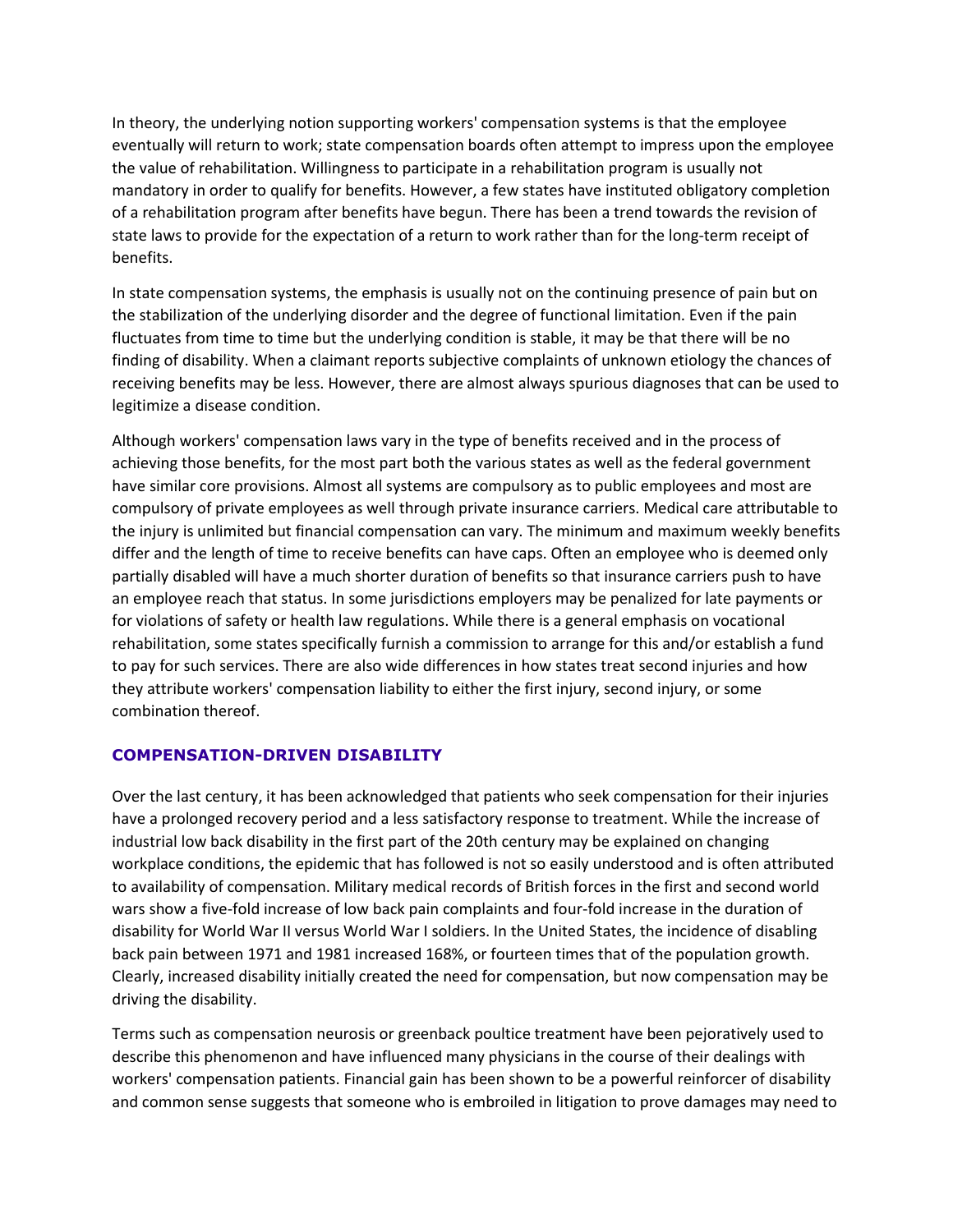In theory, the underlying notion supporting workers' compensation systems is that the employee eventually will return to work; state compensation boards often attempt to impress upon the employee the value of rehabilitation. Willingness to participate in a rehabilitation program is usually not mandatory in order to qualify for benefits. However, a few states have instituted obligatory completion of a rehabilitation program after benefits have begun. There has been a trend towards the revision of state laws to provide for the expectation of a return to work rather than for the long-term receipt of benefits.

In state compensation systems, the emphasis is usually not on the continuing presence of pain but on the stabilization of the underlying disorder and the degree of functional limitation. Even if the pain fluctuates from time to time but the underlying condition is stable, it may be that there will be no finding of disability. When a claimant reports subjective complaints of unknown etiology the chances of receiving benefits may be less. However, there are almost always spurious diagnoses that can be used to legitimize a disease condition.

Although workers' compensation laws vary in the type of benefits received and in the process of achieving those benefits, for the most part both the various states as well as the federal government have similar core provisions. Almost all systems are compulsory as to public employees and most are compulsory of private employees as well through private insurance carriers. Medical care attributable to the injury is unlimited but financial compensation can vary. The minimum and maximum weekly benefits differ and the length of time to receive benefits can have caps. Often an employee who is deemed only partially disabled will have a much shorter duration of benefits so that insurance carriers push to have an employee reach that status. In some jurisdictions employers may be penalized for late payments or for violations of safety or health law regulations. While there is a general emphasis on vocational rehabilitation, some states specifically furnish a commission to arrange for this and/or establish a fund to pay for such services. There are also wide differences in how states treat second injuries and how they attribute workers' compensation liability to either the first injury, second injury, or some combination thereof.

## COMPENSATION-DRIVEN DISABILITY

Over the last century, it has been acknowledged that patients who seek compensation for their injuries have a prolonged recovery period and a less satisfactory response to treatment. While the increase of industrial low back disability in the first part of the 20th century may be explained on changing workplace conditions, the epidemic that has followed is not so easily understood and is often attributed to availability of compensation. Military medical records of British forces in the first and second world wars show a five-fold increase of low back pain complaints and four-fold increase in the duration of disability for World War II versus World War I soldiers. In the United States, the incidence of disabling back pain between 1971 and 1981 increased 168%, or fourteen times that of the population growth. Clearly, increased disability initially created the need for compensation, but now compensation may be driving the disability.

Terms such as compensation neurosis or greenback poultice treatment have been pejoratively used to describe this phenomenon and have influenced many physicians in the course of their dealings with workers' compensation patients. Financial gain has been shown to be a powerful reinforcer of disability and common sense suggests that someone who is embroiled in litigation to prove damages may need to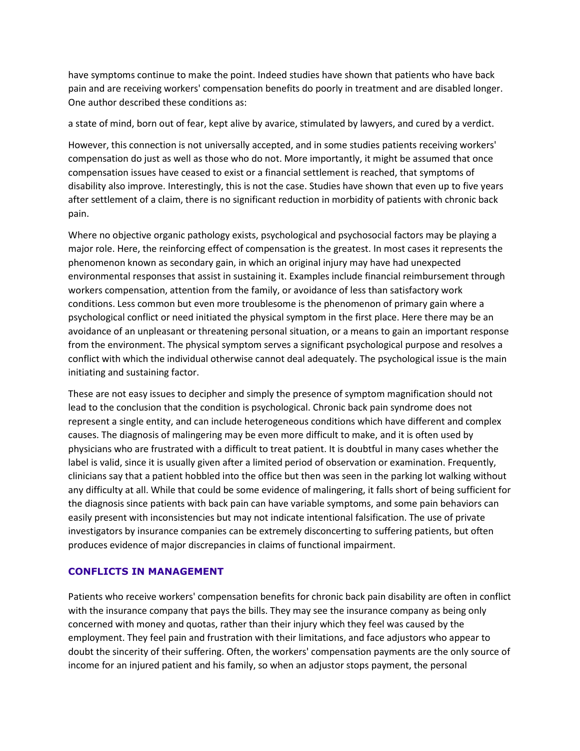have symptoms continue to make the point. Indeed studies have shown that patients who have back pain and are receiving workers' compensation benefits do poorly in treatment and are disabled longer. One author described these conditions as:

a state of mind, born out of fear, kept alive by avarice, stimulated by lawyers, and cured by a verdict.

However, this connection is not universally accepted, and in some studies patients receiving workers' compensation do just as well as those who do not. More importantly, it might be assumed that once compensation issues have ceased to exist or a financial settlement is reached, that symptoms of disability also improve. Interestingly, this is not the case. Studies have shown that even up to five years after settlement of a claim, there is no significant reduction in morbidity of patients with chronic back pain.

Where no objective organic pathology exists, psychological and psychosocial factors may be playing a major role. Here, the reinforcing effect of compensation is the greatest. In most cases it represents the phenomenon known as secondary gain, in which an original injury may have had unexpected environmental responses that assist in sustaining it. Examples include financial reimbursement through workers compensation, attention from the family, or avoidance of less than satisfactory work conditions. Less common but even more troublesome is the phenomenon of primary gain where a psychological conflict or need initiated the physical symptom in the first place. Here there may be an avoidance of an unpleasant or threatening personal situation, or a means to gain an important response from the environment. The physical symptom serves a significant psychological purpose and resolves a conflict with which the individual otherwise cannot deal adequately. The psychological issue is the main initiating and sustaining factor.

These are not easy issues to decipher and simply the presence of symptom magnification should not lead to the conclusion that the condition is psychological. Chronic back pain syndrome does not represent a single entity, and can include heterogeneous conditions which have different and complex causes. The diagnosis of malingering may be even more difficult to make, and it is often used by physicians who are frustrated with a difficult to treat patient. It is doubtful in many cases whether the label is valid, since it is usually given after a limited period of observation or examination. Frequently, clinicians say that a patient hobbled into the office but then was seen in the parking lot walking without any difficulty at all. While that could be some evidence of malingering, it falls short of being sufficient for the diagnosis since patients with back pain can have variable symptoms, and some pain behaviors can easily present with inconsistencies but may not indicate intentional falsification. The use of private investigators by insurance companies can be extremely disconcerting to suffering patients, but often produces evidence of major discrepancies in claims of functional impairment.

## CONFLICTS IN MANAGEMENT

Patients who receive workers' compensation benefits for chronic back pain disability are often in conflict with the insurance company that pays the bills. They may see the insurance company as being only concerned with money and quotas, rather than their injury which they feel was caused by the employment. They feel pain and frustration with their limitations, and face adjustors who appear to doubt the sincerity of their suffering. Often, the workers' compensation payments are the only source of income for an injured patient and his family, so when an adjustor stops payment, the personal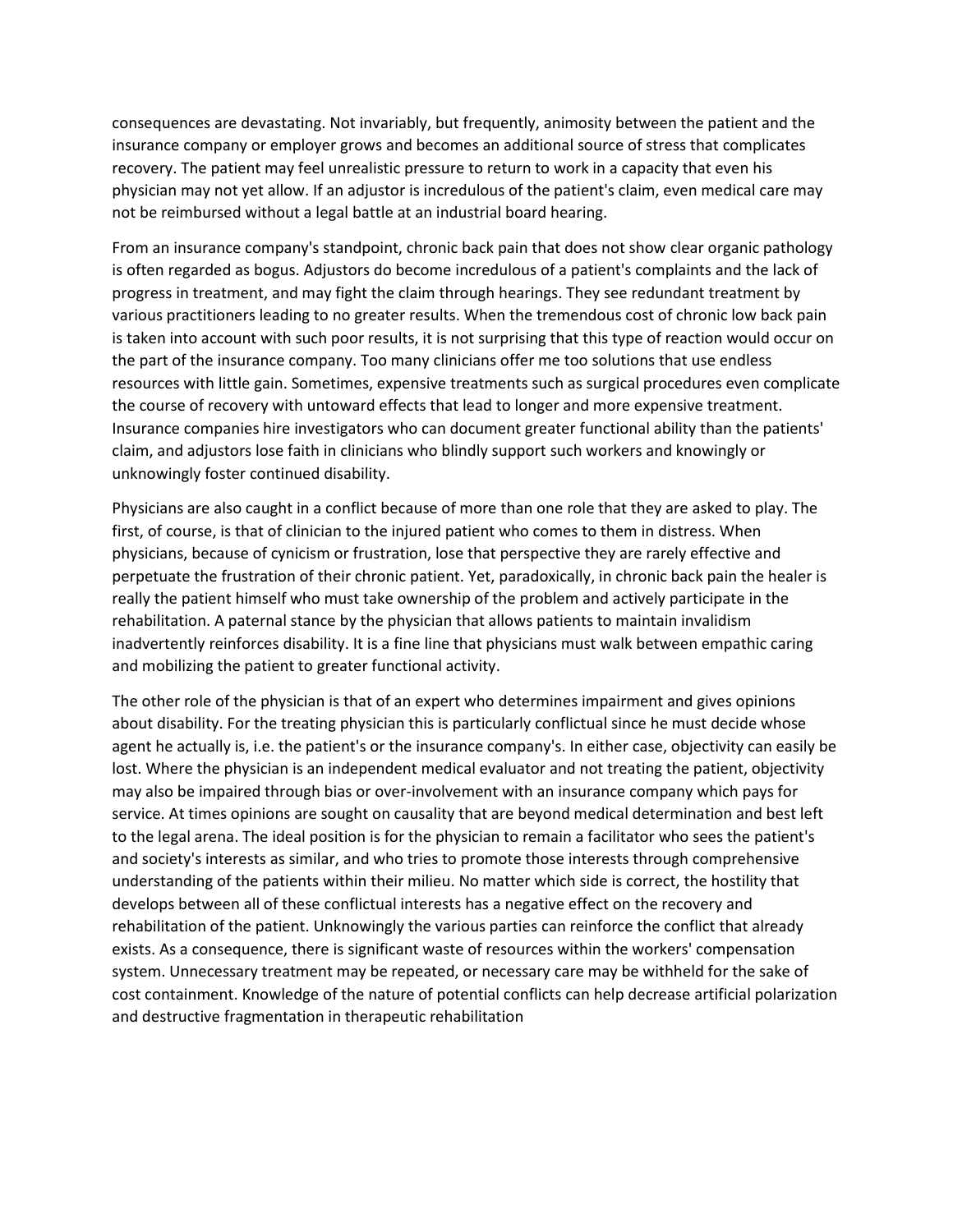consequences are devastating. Not invariably, but frequently, animosity between the patient and the insurance company or employer grows and becomes an additional source of stress that complicates recovery. The patient may feel unrealistic pressure to return to work in a capacity that even his physician may not yet allow. If an adjustor is incredulous of the patient's claim, even medical care may not be reimbursed without a legal battle at an industrial board hearing.

From an insurance company's standpoint, chronic back pain that does not show clear organic pathology is often regarded as bogus. Adjustors do become incredulous of a patient's complaints and the lack of progress in treatment, and may fight the claim through hearings. They see redundant treatment by various practitioners leading to no greater results. When the tremendous cost of chronic low back pain is taken into account with such poor results, it is not surprising that this type of reaction would occur on the part of the insurance company. Too many clinicians offer me too solutions that use endless resources with little gain. Sometimes, expensive treatments such as surgical procedures even complicate the course of recovery with untoward effects that lead to longer and more expensive treatment. Insurance companies hire investigators who can document greater functional ability than the patients' claim, and adjustors lose faith in clinicians who blindly support such workers and knowingly or unknowingly foster continued disability.

Physicians are also caught in a conflict because of more than one role that they are asked to play. The first, of course, is that of clinician to the injured patient who comes to them in distress. When physicians, because of cynicism or frustration, lose that perspective they are rarely effective and perpetuate the frustration of their chronic patient. Yet, paradoxically, in chronic back pain the healer is really the patient himself who must take ownership of the problem and actively participate in the rehabilitation. A paternal stance by the physician that allows patients to maintain invalidism inadvertently reinforces disability. It is a fine line that physicians must walk between empathic caring and mobilizing the patient to greater functional activity.

The other role of the physician is that of an expert who determines impairment and gives opinions about disability. For the treating physician this is particularly conflictual since he must decide whose agent he actually is, i.e. the patient's or the insurance company's. In either case, objectivity can easily be lost. Where the physician is an independent medical evaluator and not treating the patient, objectivity may also be impaired through bias or over-involvement with an insurance company which pays for service. At times opinions are sought on causality that are beyond medical determination and best left to the legal arena. The ideal position is for the physician to remain a facilitator who sees the patient's and society's interests as similar, and who tries to promote those interests through comprehensive understanding of the patients within their milieu. No matter which side is correct, the hostility that develops between all of these conflictual interests has a negative effect on the recovery and rehabilitation of the patient. Unknowingly the various parties can reinforce the conflict that already exists. As a consequence, there is significant waste of resources within the workers' compensation system. Unnecessary treatment may be repeated, or necessary care may be withheld for the sake of cost containment. Knowledge of the nature of potential conflicts can help decrease artificial polarization and destructive fragmentation in therapeutic rehabilitation